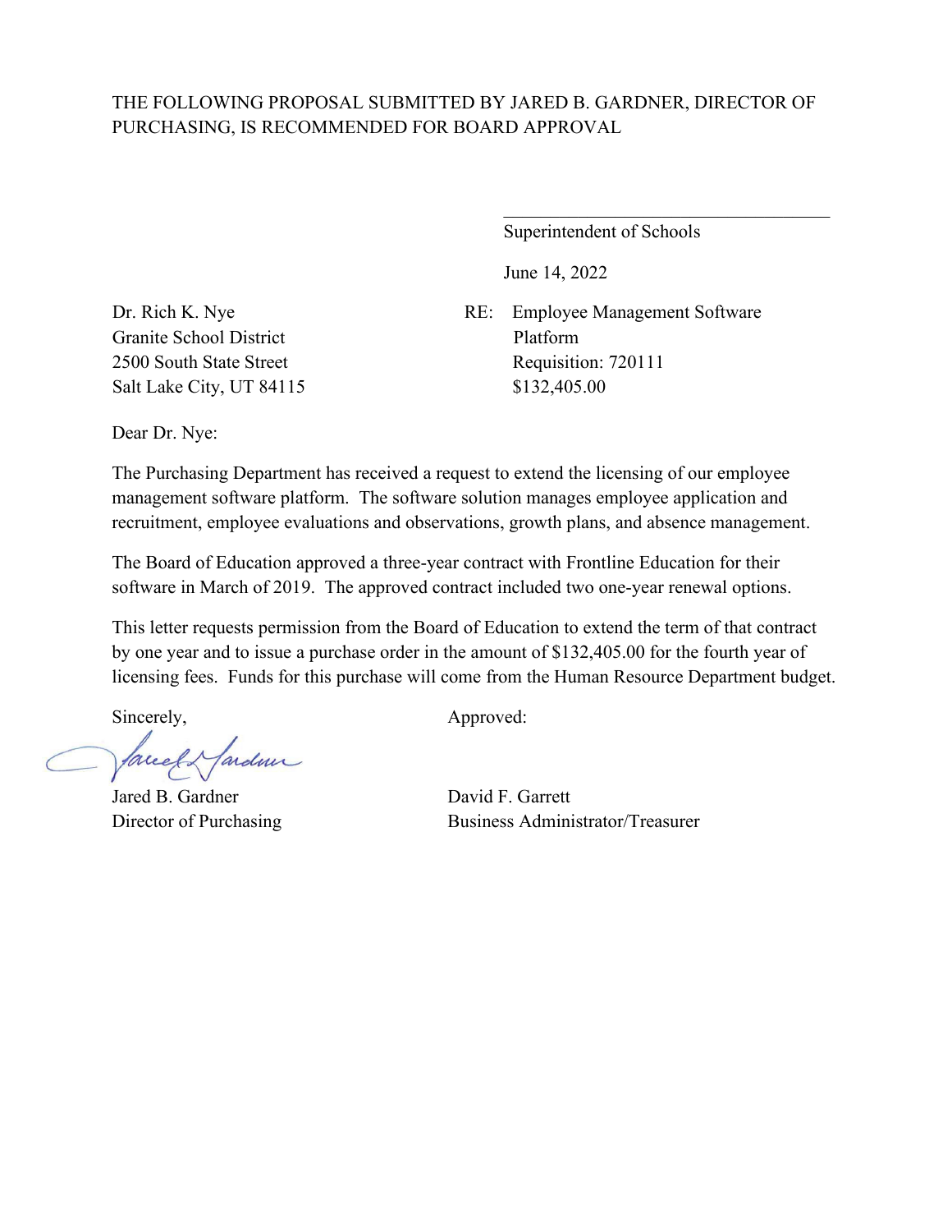THE FOLLOWING PROPOSAL SUBMITTED BY JARED B. GARDNER, DIRECTOR OF PURCHASING, IS RECOMMENDED FOR BOARD APPROVAL

\_\_\_\_\_\_\_\_\_\_\_\_\_\_\_\_\_\_\_\_\_\_\_\_\_\_\_\_\_\_\_\_\_\_\_

Superintendent of Schools

June 14, 2022

Dr. Rich K. Nye
Granite School District
2500 South State Street
Salt Lake City, UT 84115

RE: Employee Management Software Platform
Requisition: 720111
$132,405.00

Dear Dr. Nye:

The Purchasing Department has received a request to extend the licensing of our employee management software platform. The software solution manages employee application and recruitment, employee evaluations and observations, growth plans, and absence management.

The Board of Education approved a three-year contract with Frontline Education for their software in March of 2019. The approved contract included two one-year renewal options.

This letter requests permission from the Board of Education to extend the term of that contract by one year and to issue a purchase order in the amount of $132,405.00 for the fourth year of licensing fees. Funds for this purchase will come from the Human Resource Department budget.

Sincerely,

Jared B. Gardner
Director of Purchasing

Approved:

David F. Garrett
Business Administrator/Treasurer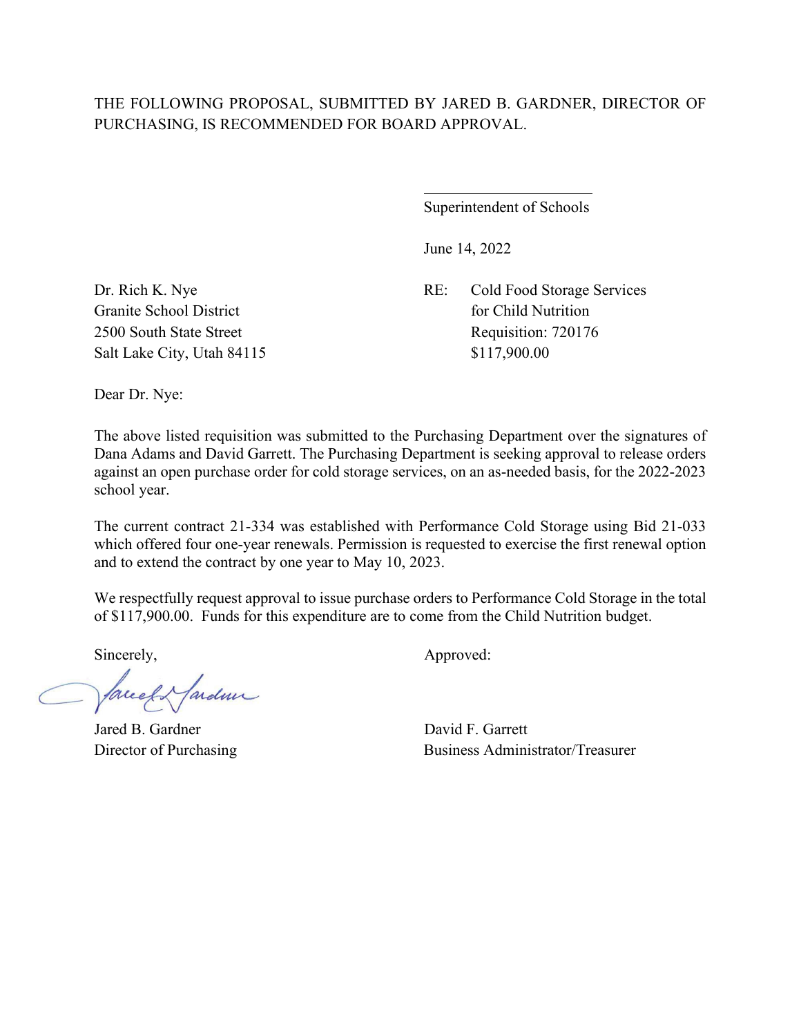THE FOLLOWING PROPOSAL, SUBMITTED BY JARED B. GARDNER, DIRECTOR OF PURCHASING, IS RECOMMENDED FOR BOARD APPROVAL.

\_\_\_\_\_\_\_\_\_\_\_\_\_\_\_\_\_\_\_\_\_\_\_\_

Superintendent of Schools

June 14, 2022

Dr. Rich K. Nye
Granite School District
2500 South State Street
Salt Lake City, Utah 84115

RE: Cold Food Storage Services for Child Nutrition
Requisition: 720176
$117,900.00

Dear Dr. Nye:

The above listed requisition was submitted to the Purchasing Department over the signatures of Dana Adams and David Garrett. The Purchasing Department is seeking approval to release orders against an open purchase order for cold storage services, on an as-needed basis, for the 2022-2023 school year.

The current contract 21-334 was established with Performance Cold Storage using Bid 21-033 which offered four one-year renewals. Permission is requested to exercise the first renewal option and to extend the contract by one year to May 10, 2023.

We respectfully request approval to issue purchase orders to Performance Cold Storage in the total of $117,900.00. Funds for this expenditure are to come from the Child Nutrition budget.

Sincerely,

Jared B. Gardner
Director of Purchasing

Approved:

David F. Garrett
Business Administrator/Treasurer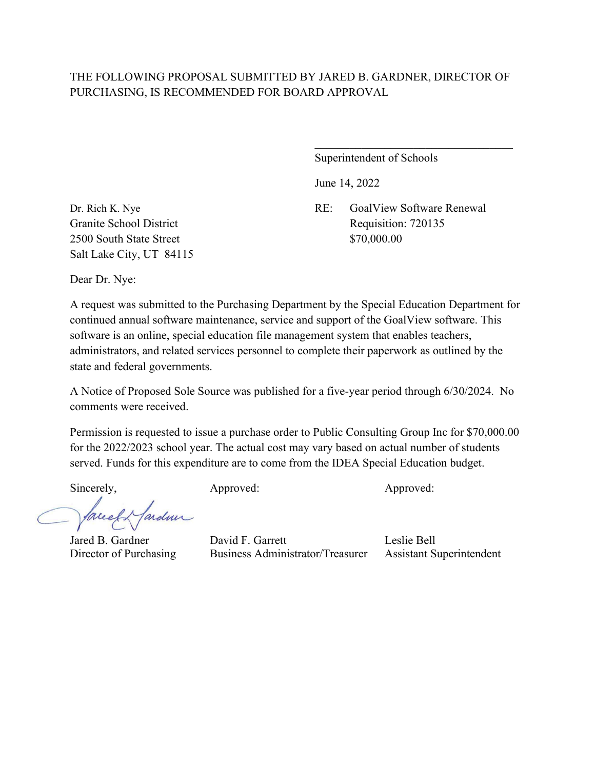THE FOLLOWING PROPOSAL SUBMITTED BY JARED B. GARDNER, DIRECTOR OF PURCHASING, IS RECOMMENDED FOR BOARD APPROVAL

\_\_\_\_\_\_\_\_\_\_\_\_\_\_\_\_\_\_\_\_\_\_\_\_\_\_\_\_\_\_\_\_\_\_

Superintendent of Schools

June 14, 2022

Dr. Rich K. Nye
Granite School District
2500 South State Street
Salt Lake City, UT 84115

RE: GoalView Software Renewal
Requisition: 720135
$70,000.00

Dear Dr. Nye:

A request was submitted to the Purchasing Department by the Special Education Department for continued annual software maintenance, service and support of the GoalView software. This software is an online, special education file management system that enables teachers, administrators, and related services personnel to complete their paperwork as outlined by the state and federal governments.

A Notice of Proposed Sole Source was published for a five-year period through 6/30/2024. No comments were received.

Permission is requested to issue a purchase order to Public Consulting Group Inc for $70,000.00 for the 2022/2023 school year. The actual cost may vary based on actual number of students served. Funds for this expenditure are to come from the IDEA Special Education budget.

| Sincerely, | Approved: | Approved: |
|---|---|---|
| Jared B. Gardner | David F. Garrett | Leslie Bell |
| Director of Purchasing | Business Administrator/Treasurer | Assistant Superintendent |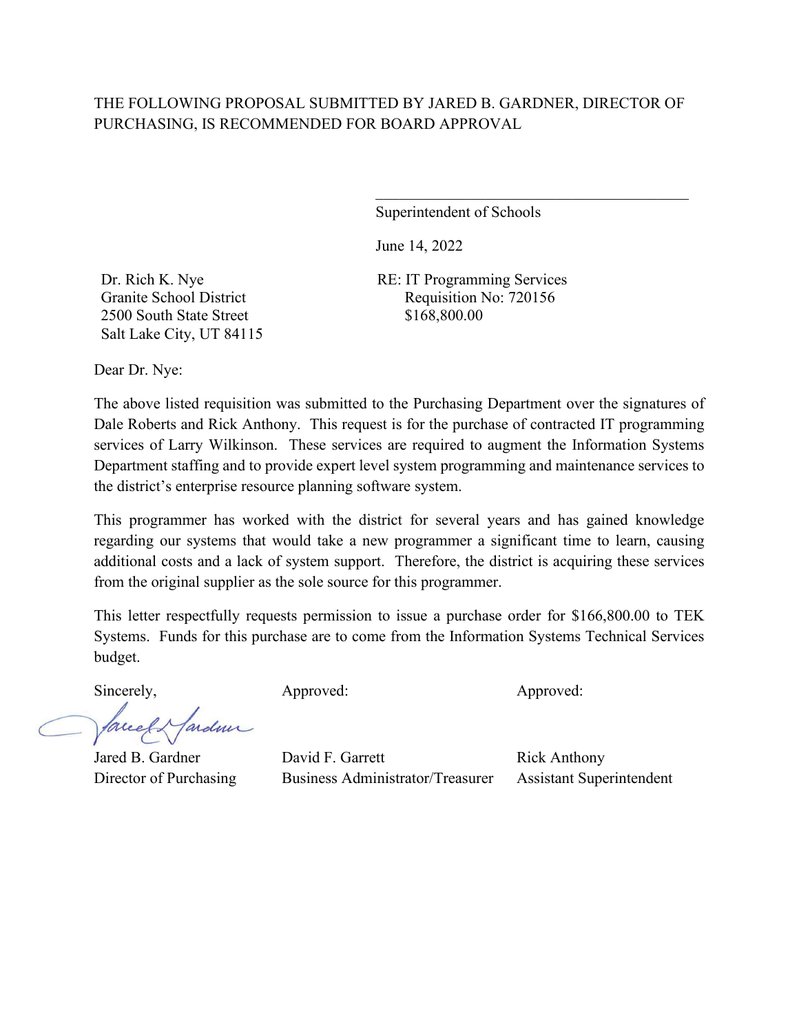THE FOLLOWING PROPOSAL SUBMITTED BY JARED B. GARDNER, DIRECTOR OF PURCHASING, IS RECOMMENDED FOR BOARD APPROVAL

\_\_\_\_\_\_\_\_\_\_\_\_\_\_\_\_\_\_\_\_\_\_\_\_\_\_\_\_\_\_\_\_\_\_\_\_\_\_\_\_

Superintendent of Schools

June 14, 2022

Dr. Rich K. Nye
Granite School District
2500 South State Street
Salt Lake City, UT 84115

RE: IT Programming Services
Requisition No: 720156
$168,800.00

Dear Dr. Nye:

The above listed requisition was submitted to the Purchasing Department over the signatures of Dale Roberts and Rick Anthony. This request is for the purchase of contracted IT programming services of Larry Wilkinson. These services are required to augment the Information Systems Department staffing and to provide expert level system programming and maintenance services to the district's enterprise resource planning software system.

This programmer has worked with the district for several years and has gained knowledge regarding our systems that would take a new programmer a significant time to learn, causing additional costs and a lack of system support. Therefore, the district is acquiring these services from the original supplier as the sole source for this programmer.

This letter respectfully requests permission to issue a purchase order for $166,800.00 to TEK Systems. Funds for this purchase are to come from the Information Systems Technical Services budget.

| Sincerely, | Approved: | Approved: |
|---|---|---|
| Jared B. Gardner | David F. Garrett | Rick Anthony |
| Director of Purchasing | Business Administrator/Treasurer | Assistant Superintendent |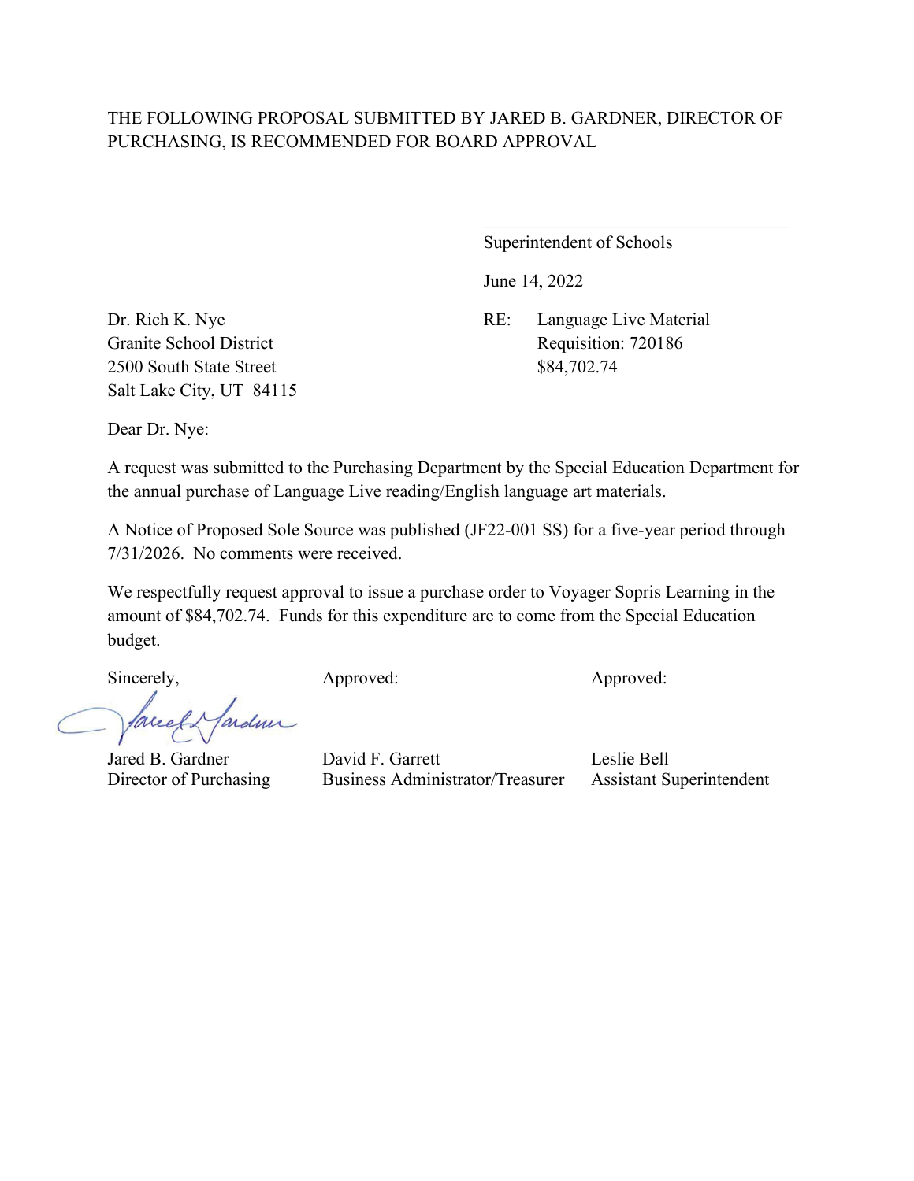THE FOLLOWING PROPOSAL SUBMITTED BY JARED B. GARDNER, DIRECTOR OF PURCHASING, IS RECOMMENDED FOR BOARD APPROVAL

\_\_\_\_\_\_\_\_\_\_\_\_\_\_\_\_\_\_\_\_\_\_\_\_\_\_\_\_\_\_\_\_\_\_\_\_

Superintendent of Schools

June 14, 2022

Dr. Rich K. Nye
Granite School District
2500 South State Street
Salt Lake City, UT 84115

RE: Language Live Material
Requisition: 720186
$84,702.74

Dear Dr. Nye:

A request was submitted to the Purchasing Department by the Special Education Department for the annual purchase of Language Live reading/English language art materials.

A Notice of Proposed Sole Source was published (JF22-001 SS) for a five-year period through 7/31/2026. No comments were received.

We respectfully request approval to issue a purchase order to Voyager Sopris Learning in the amount of $84,702.74. Funds for this expenditure are to come from the Special Education budget.

| Sincerely, | Approved: | Approved: |
|---|---|---|
| Jared B. Gardner | David F. Garrett | Leslie Bell |
| Director of Purchasing | Business Administrator/Treasurer | Assistant Superintendent |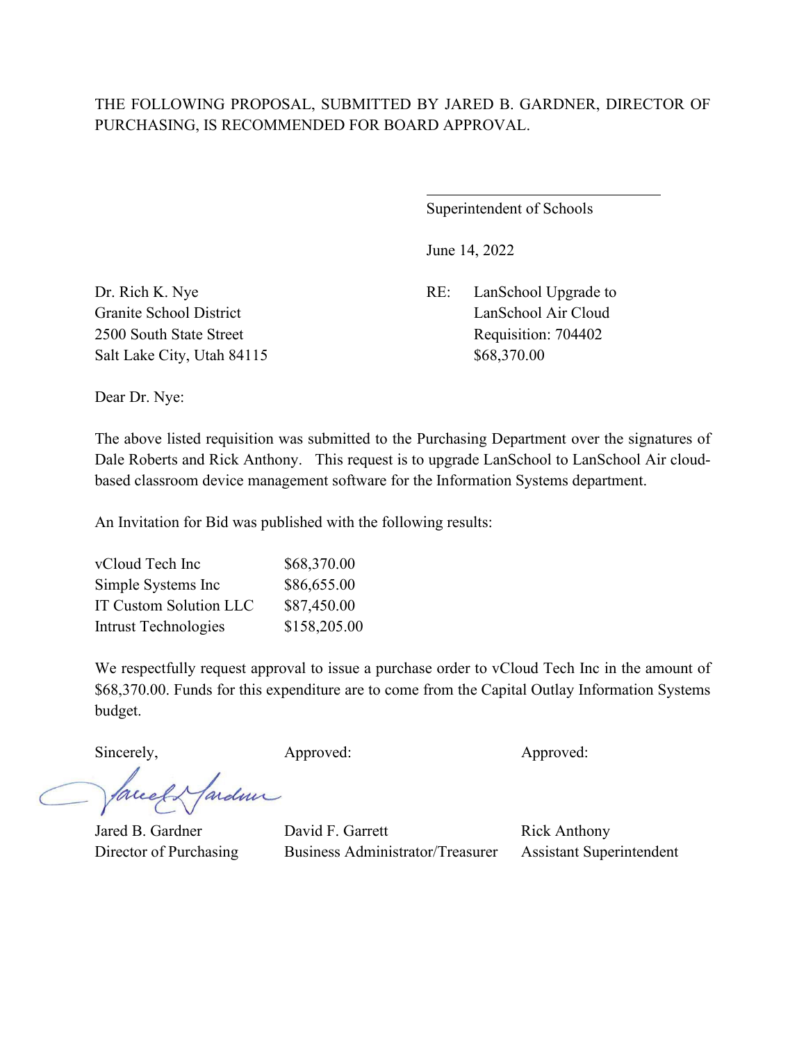THE FOLLOWING PROPOSAL, SUBMITTED BY JARED B. GARDNER, DIRECTOR OF PURCHASING, IS RECOMMENDED FOR BOARD APPROVAL.

\_\_\_\_\_\_\_\_\_\_\_\_\_\_\_\_\_\_\_\_\_\_\_\_\_\_\_\_\_\_

Superintendent of Schools

June 14, 2022

Dr. Rich K. Nye
Granite School District
2500 South State Street
Salt Lake City, Utah 84115

RE: LanSchool Upgrade to LanSchool Air Cloud
Requisition: 704402
$68,370.00

Dear Dr. Nye:

The above listed requisition was submitted to the Purchasing Department over the signatures of Dale Roberts and Rick Anthony. This request is to upgrade LanSchool to LanSchool Air cloud-based classroom device management software for the Information Systems department.

An Invitation for Bid was published with the following results:

| | |
|---|---|
| vCloud Tech Inc | $68,370.00 |
| Simple Systems Inc | $86,655.00 |
| IT Custom Solution LLC | $87,450.00 |
| Intrust Technologies | $158,205.00 |

We respectfully request approval to issue a purchase order to vCloud Tech Inc in the amount of $68,370.00. Funds for this expenditure are to come from the Capital Outlay Information Systems budget.

Sincerely,

Jared B. Gardner
Director of Purchasing

Approved:

David F. Garrett
Business Administrator/Treasurer

Approved:

Rick Anthony
Assistant Superintendent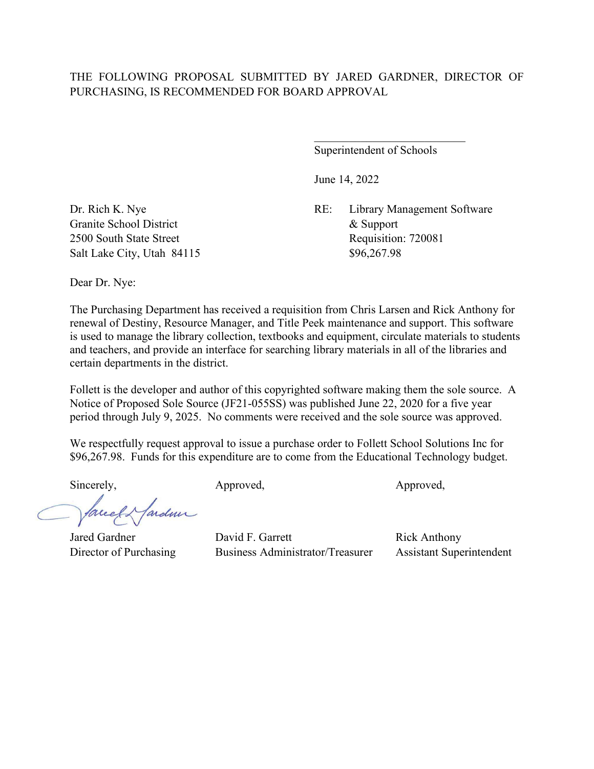THE FOLLOWING PROPOSAL SUBMITTED BY JARED GARDNER, DIRECTOR OF PURCHASING, IS RECOMMENDED FOR BOARD APPROVAL

\_\_\_\_\_\_\_\_\_\_\_\_\_\_\_\_\_\_\_\_\_\_\_\_\_\_\_\_

Superintendent of Schools

June 14, 2022

Dr. Rich K. Nye
Granite School District
2500 South State Street
Salt Lake City, Utah 84115

RE: Library Management Software & Support
Requisition: 720081
$96,267.98

Dear Dr. Nye:

The Purchasing Department has received a requisition from Chris Larsen and Rick Anthony for renewal of Destiny, Resource Manager, and Title Peek maintenance and support. This software is used to manage the library collection, textbooks and equipment, circulate materials to students and teachers, and provide an interface for searching library materials in all of the libraries and certain departments in the district.

Follett is the developer and author of this copyrighted software making them the sole source. A Notice of Proposed Sole Source (JF21-055SS) was published June 22, 2020 for a five year period through July 9, 2025. No comments were received and the sole source was approved.

We respectfully request approval to issue a purchase order to Follett School Solutions Inc for $96,267.98. Funds for this expenditure are to come from the Educational Technology budget.

Sincerely,

Jared Gardner
Director of Purchasing

Approved,

David F. Garrett
Business Administrator/Treasurer

Approved,

Rick Anthony
Assistant Superintendent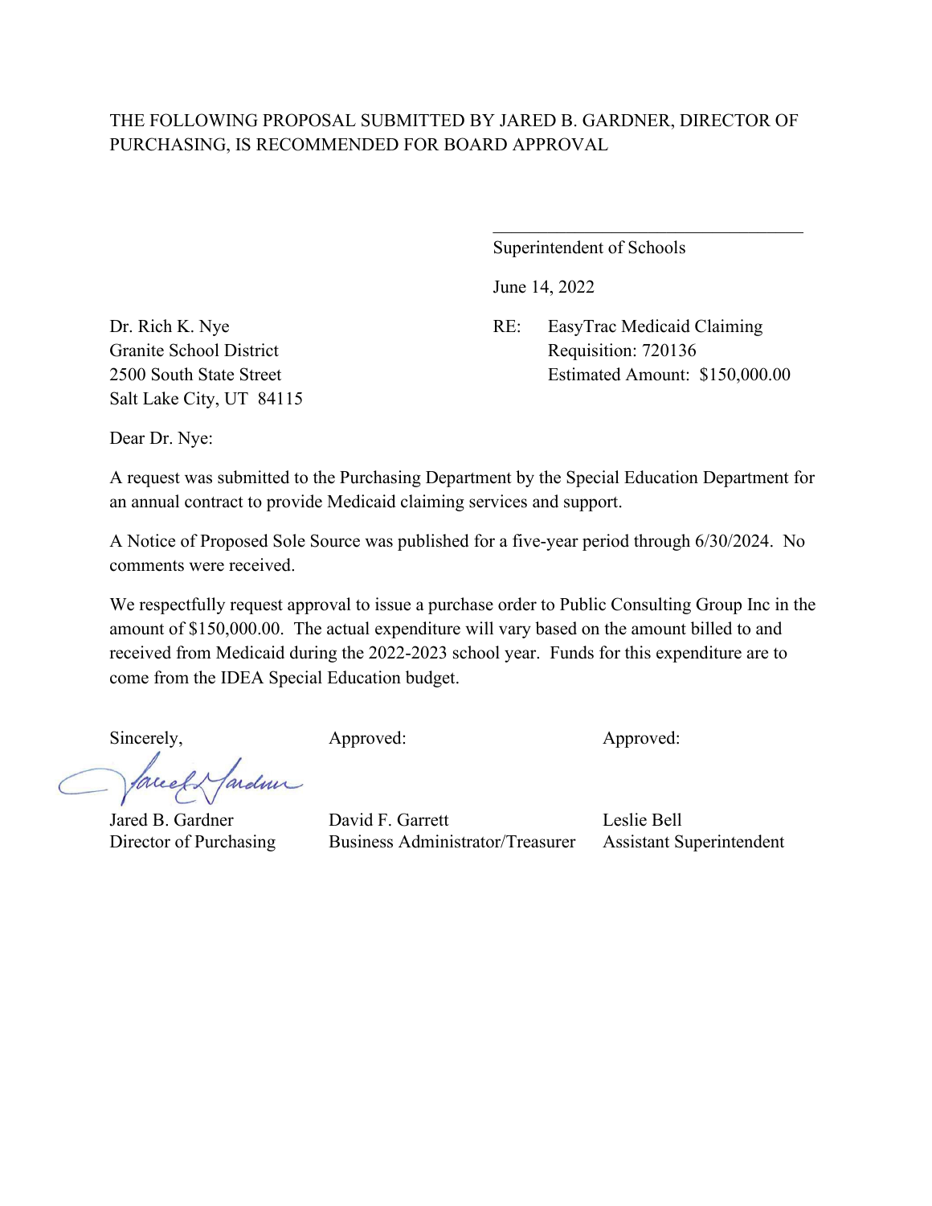THE FOLLOWING PROPOSAL SUBMITTED BY JARED B. GARDNER, DIRECTOR OF PURCHASING, IS RECOMMENDED FOR BOARD APPROVAL

\_\_\_\_\_\_\_\_\_\_\_\_\_\_\_\_\_\_\_\_\_\_\_\_\_\_\_\_\_\_\_\_\_\_\_

Superintendent of Schools

June 14, 2022

Dr. Rich K. Nye
Granite School District
2500 South State Street
Salt Lake City, UT 84115

RE: EasyTrac Medicaid Claiming
Requisition: 720136
Estimated Amount: $150,000.00

Dear Dr. Nye:

A request was submitted to the Purchasing Department by the Special Education Department for an annual contract to provide Medicaid claiming services and support.

A Notice of Proposed Sole Source was published for a five-year period through 6/30/2024. No comments were received.

We respectfully request approval to issue a purchase order to Public Consulting Group Inc in the amount of $150,000.00. The actual expenditure will vary based on the amount billed to and received from Medicaid during the 2022-2023 school year. Funds for this expenditure are to come from the IDEA Special Education budget.

| Sincerely, | Approved: | Approved: |
|---|---|---|
| Jared B. Gardner | David F. Garrett | Leslie Bell |
| Director of Purchasing | Business Administrator/Treasurer | Assistant Superintendent |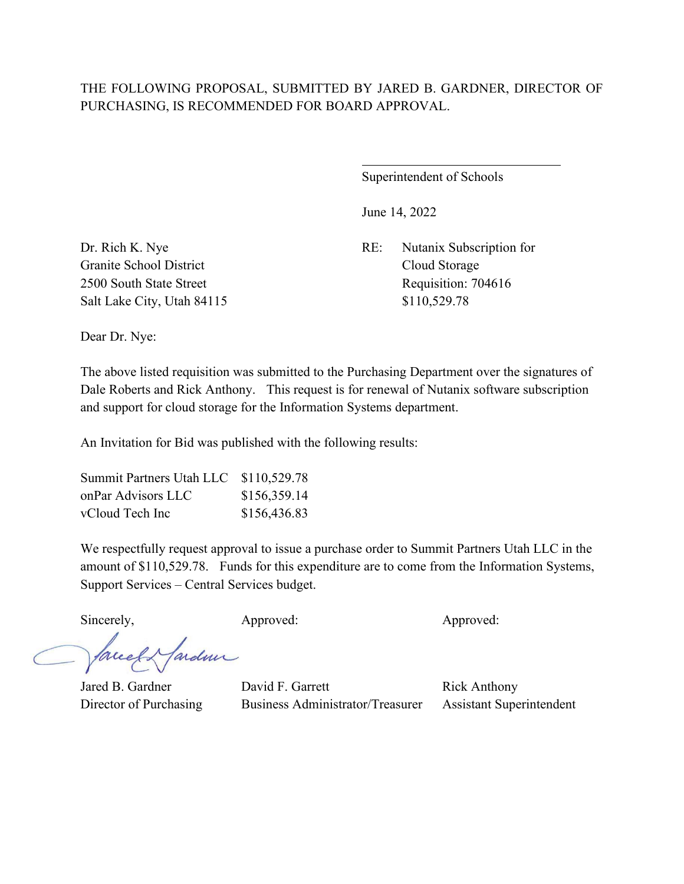THE FOLLOWING PROPOSAL, SUBMITTED BY JARED B. GARDNER, DIRECTOR OF PURCHASING, IS RECOMMENDED FOR BOARD APPROVAL.

\_\_\_\_\_\_\_\_\_\_\_\_\_\_\_\_\_\_\_\_\_\_\_\_\_\_\_\_\_\_
Superintendent of Schools

June 14, 2022

Dr. Rich K. Nye
Granite School District
2500 South State Street
Salt Lake City, Utah 84115

RE: Nutanix Subscription for Cloud Storage
Requisition: 704616
$110,529.78

Dear Dr. Nye:

The above listed requisition was submitted to the Purchasing Department over the signatures of Dale Roberts and Rick Anthony. This request is for renewal of Nutanix software subscription and support for cloud storage for the Information Systems department.

An Invitation for Bid was published with the following results:

| | |
|---|---|
| Summit Partners Utah LLC | $110,529.78 |
| onPar Advisors LLC | $156,359.14 |
| vCloud Tech Inc | $156,436.83 |

We respectfully request approval to issue a purchase order to Summit Partners Utah LLC in the amount of $110,529.78. Funds for this expenditure are to come from the Information Systems, Support Services – Central Services budget.

Sincerely,

Jared B. Gardner
Director of Purchasing

Approved:

David F. Garrett
Business Administrator/Treasurer

Approved:

Rick Anthony
Assistant Superintendent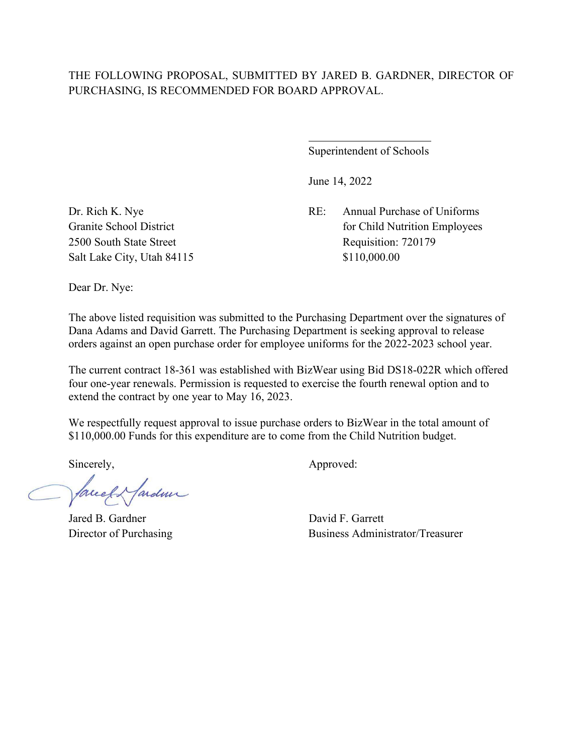THE FOLLOWING PROPOSAL, SUBMITTED BY JARED B. GARDNER, DIRECTOR OF PURCHASING, IS RECOMMENDED FOR BOARD APPROVAL.

\_\_\_\_\_\_\_\_\_\_\_\_\_\_\_\_\_\_\_\_\_\_

Superintendent of Schools

June 14, 2022

Dr. Rich K. Nye
Granite School District
2500 South State Street
Salt Lake City, Utah 84115

RE: Annual Purchase of Uniforms for Child Nutrition Employees
Requisition: 720179
$110,000.00

Dear Dr. Nye:

The above listed requisition was submitted to the Purchasing Department over the signatures of Dana Adams and David Garrett. The Purchasing Department is seeking approval to release orders against an open purchase order for employee uniforms for the 2022-2023 school year.

The current contract 18-361 was established with BizWear using Bid DS18-022R which offered four one-year renewals. Permission is requested to exercise the fourth renewal option and to extend the contract by one year to May 16, 2023.

We respectfully request approval to issue purchase orders to BizWear in the total amount of $110,000.00 Funds for this expenditure are to come from the Child Nutrition budget.

Sincerely,

Jared B. Gardner
Director of Purchasing

Approved:

David F. Garrett
Business Administrator/Treasurer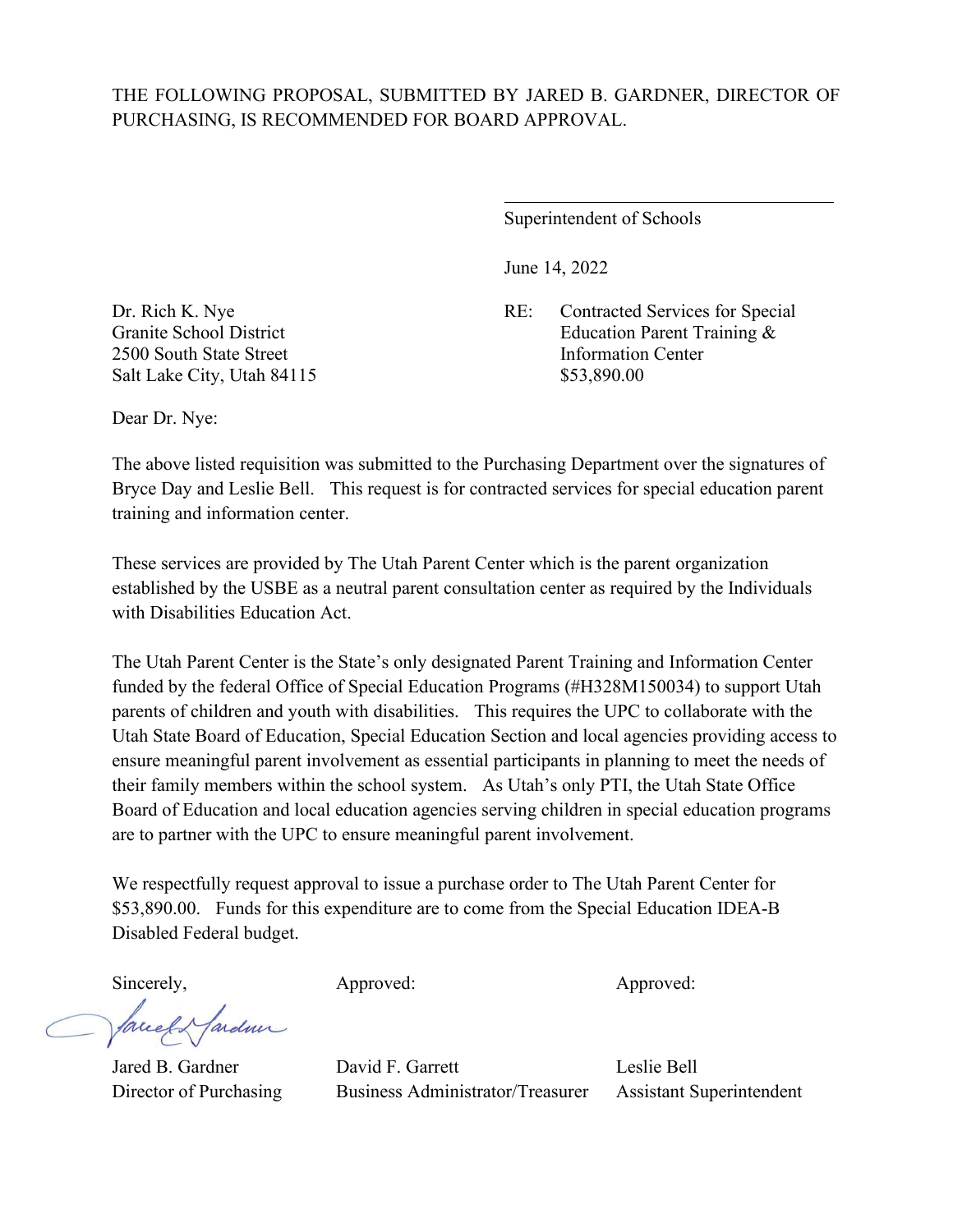THE FOLLOWING PROPOSAL, SUBMITTED BY JARED B. GARDNER, DIRECTOR OF PURCHASING, IS RECOMMENDED FOR BOARD APPROVAL.

\_\_\_\_\_\_\_\_\_\_\_\_\_\_\_\_\_\_\_\_\_\_\_\_\_\_\_\_\_\_\_\_\_\_\_\_
Superintendent of Schools

June 14, 2022

Dr. Rich K. Nye
Granite School District
2500 South State Street
Salt Lake City, Utah 84115

RE: Contracted Services for Special Education Parent Training & Information Center
$53,890.00

Dear Dr. Nye:

The above listed requisition was submitted to the Purchasing Department over the signatures of Bryce Day and Leslie Bell. This request is for contracted services for special education parent training and information center.

These services are provided by The Utah Parent Center which is the parent organization established by the USBE as a neutral parent consultation center as required by the Individuals with Disabilities Education Act.

The Utah Parent Center is the State's only designated Parent Training and Information Center funded by the federal Office of Special Education Programs (#H328M150034) to support Utah parents of children and youth with disabilities. This requires the UPC to collaborate with the Utah State Board of Education, Special Education Section and local agencies providing access to ensure meaningful parent involvement as essential participants in planning to meet the needs of their family members within the school system. As Utah's only PTI, the Utah State Office Board of Education and local education agencies serving children in special education programs are to partner with the UPC to ensure meaningful parent involvement.

We respectfully request approval to issue a purchase order to The Utah Parent Center for $53,890.00. Funds for this expenditure are to come from the Special Education IDEA-B Disabled Federal budget.

| Sincerely, | Approved: | Approved: |
|---|---|---|
| Jared B. Gardner | David F. Garrett | Leslie Bell |
| Director of Purchasing | Business Administrator/Treasurer | Assistant Superintendent |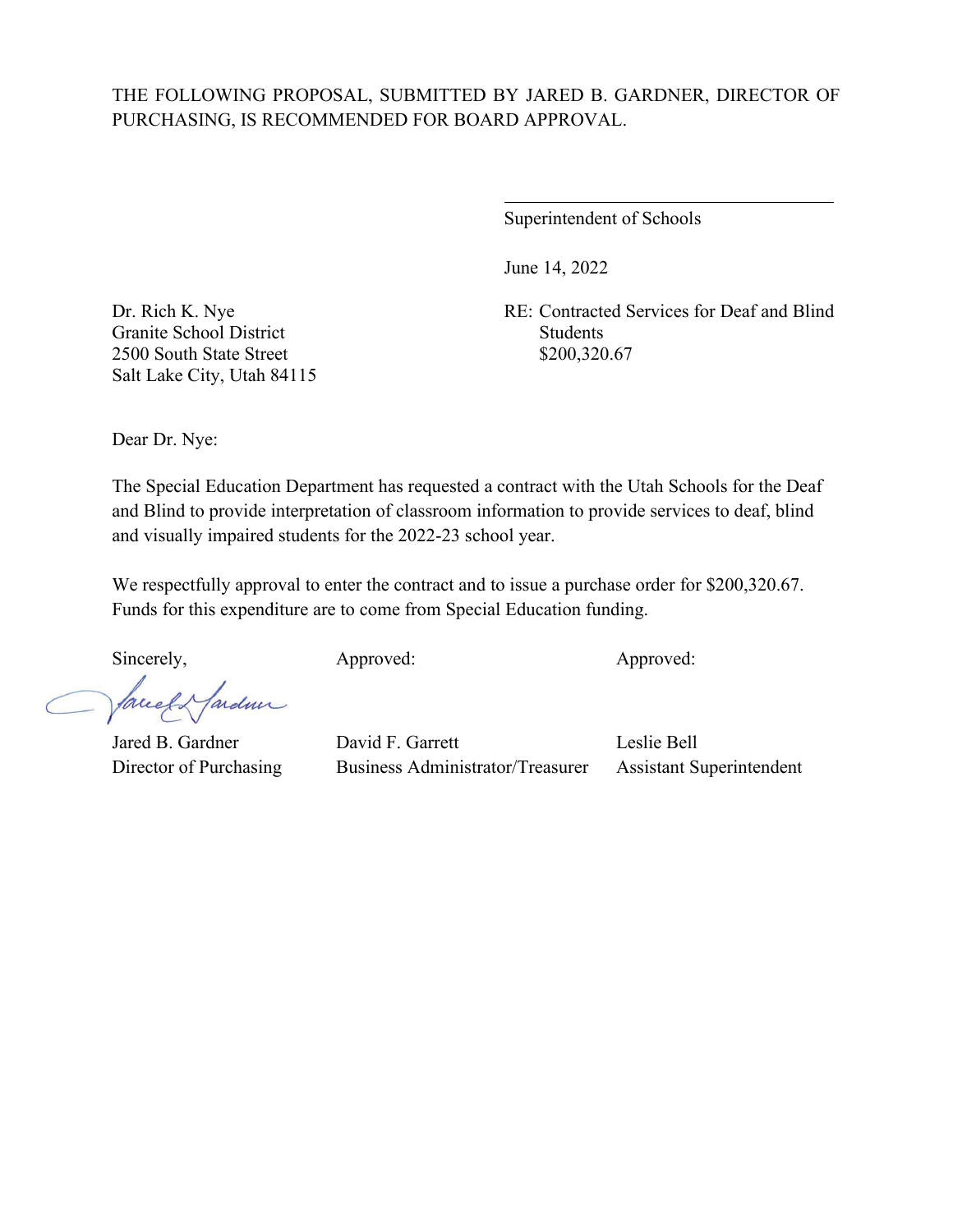THE FOLLOWING PROPOSAL, SUBMITTED BY JARED B. GARDNER, DIRECTOR OF PURCHASING, IS RECOMMENDED FOR BOARD APPROVAL.

\_\_\_\_\_\_\_\_\_\_\_\_\_\_\_\_\_\_\_\_\_\_\_\_\_\_\_\_\_\_\_\_\_\_\_\_\_\_\_\_
Superintendent of Schools

June 14, 2022

Dr. Rich K. Nye
Granite School District
2500 South State Street
Salt Lake City, Utah 84115

RE: Contracted Services for Deaf and Blind Students
$200,320.67

Dear Dr. Nye:

The Special Education Department has requested a contract with the Utah Schools for the Deaf and Blind to provide interpretation of classroom information to provide services to deaf, blind and visually impaired students for the 2022-23 school year.

We respectfully approval to enter the contract and to issue a purchase order for $200,320.67. Funds for this expenditure are to come from Special Education funding.

| Sincerely, | Approved: | Approved: |
|---|---|---|
| Jared B. Gardner | David F. Garrett | Leslie Bell |
| Director of Purchasing | Business Administrator/Treasurer | Assistant Superintendent |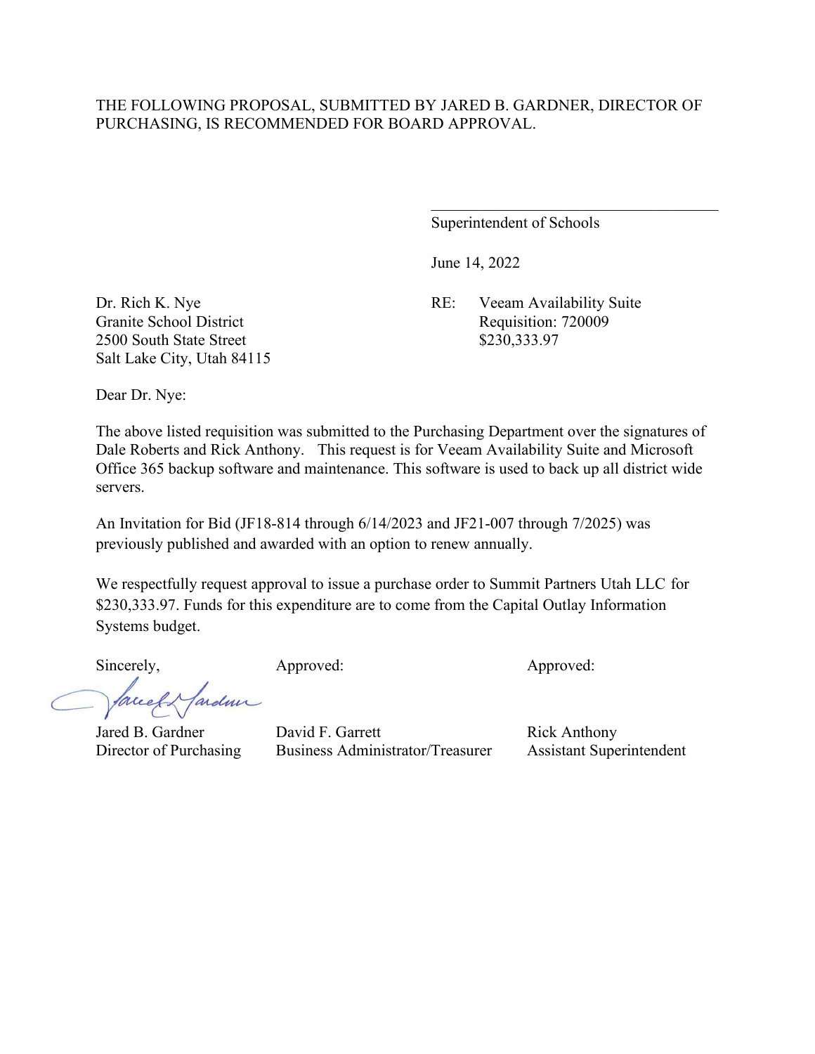THE FOLLOWING PROPOSAL, SUBMITTED BY JARED B. GARDNER, DIRECTOR OF PURCHASING, IS RECOMMENDED FOR BOARD APPROVAL.

\_\_\_\_\_\_\_\_\_\_\_\_\_\_\_\_\_\_\_\_\_\_\_\_\_\_\_\_\_\_\_\_\_\_\_\_\_\_

Superintendent of Schools

June 14, 2022

Dr. Rich K. Nye
Granite School District
2500 South State Street
Salt Lake City, Utah 84115

RE: Veeam Availability Suite
Requisition: 720009
$230,333.97

Dear Dr. Nye:

The above listed requisition was submitted to the Purchasing Department over the signatures of Dale Roberts and Rick Anthony. This request is for Veeam Availability Suite and Microsoft Office 365 backup software and maintenance. This software is used to back up all district wide servers.

An Invitation for Bid (JF18-814 through 6/14/2023 and JF21-007 through 7/2025) was previously published and awarded with an option to renew annually.

We respectfully request approval to issue a purchase order to Summit Partners Utah LLC for $230,333.97. Funds for this expenditure are to come from the Capital Outlay Information Systems budget.

| Sincerely, | Approved: | Approved: |
|---|---|---|
| Jared B. Gardner | David F. Garrett | Rick Anthony |
| Director of Purchasing | Business Administrator/Treasurer | Assistant Superintendent |